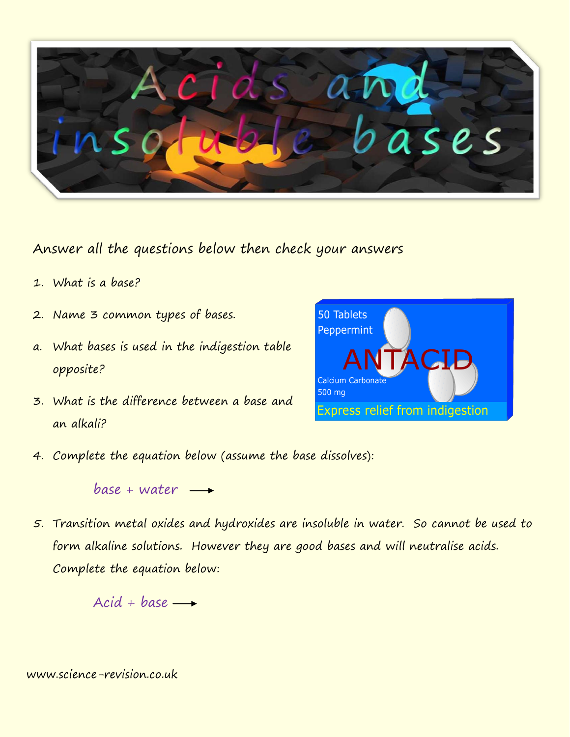# Acids and insoluble bases

Answer all the questions below then check your answers

1. What is a base?

2. Name 3 common types of bases.

a. What bases is used in the indigestion table opposite?

3. What is the difference between a base and an alkali?

50 Tablets
Peppermint
ANTACID
Calcium Carbonate
500 mg
Express relief from indigestion

4. Complete the equation below (assume the base dissolves):

   base + water ⟶

5. Transition metal oxides and hydroxides are insoluble in water. So cannot be used to form alkaline solutions. However they are good bases and will neutralise acids. Complete the equation below:

   Acid + base ⟶

www.science-revision.co.uk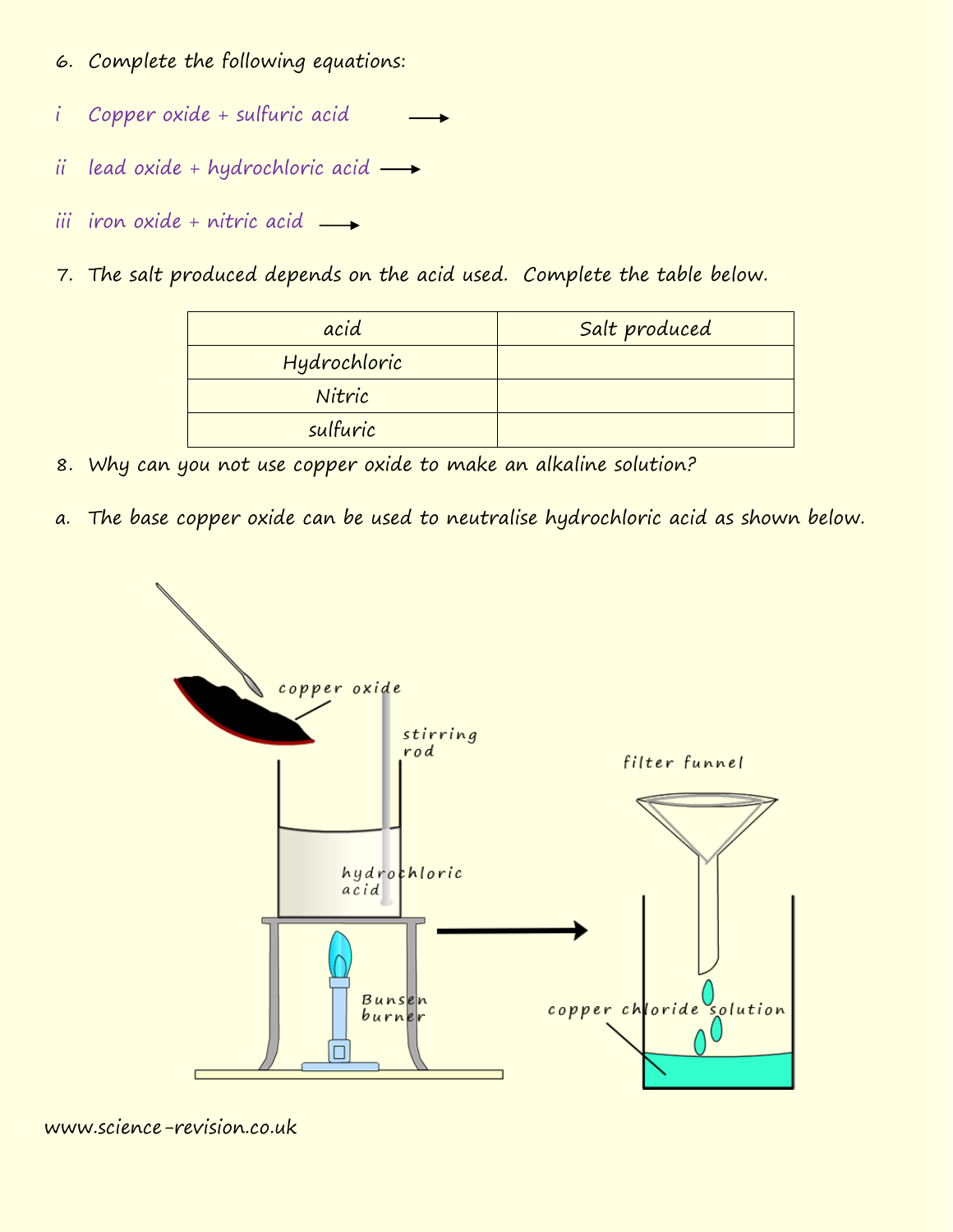6. Complete the following equations:

i   Copper oxide + sulfuric acid $\longrightarrow$

ii   lead oxide + hydrochloric acid $\longrightarrow$

iii   iron oxide + nitric acid $\longrightarrow$

7. The salt produced depends on the acid used. Complete the table below.

| acid | Salt produced |
|---|---|
| Hydrochloric | |
| Nitric | |
| sulfuric | |

8. Why can you not use copper oxide to make an alkaline solution?

a. The base copper oxide can be used to neutralise hydrochloric acid as shown below.

copper oxide

stirring rod

hydrochloric acid

Bunsen burner

filter funnel

copper chloride solution

www.science-revision.co.uk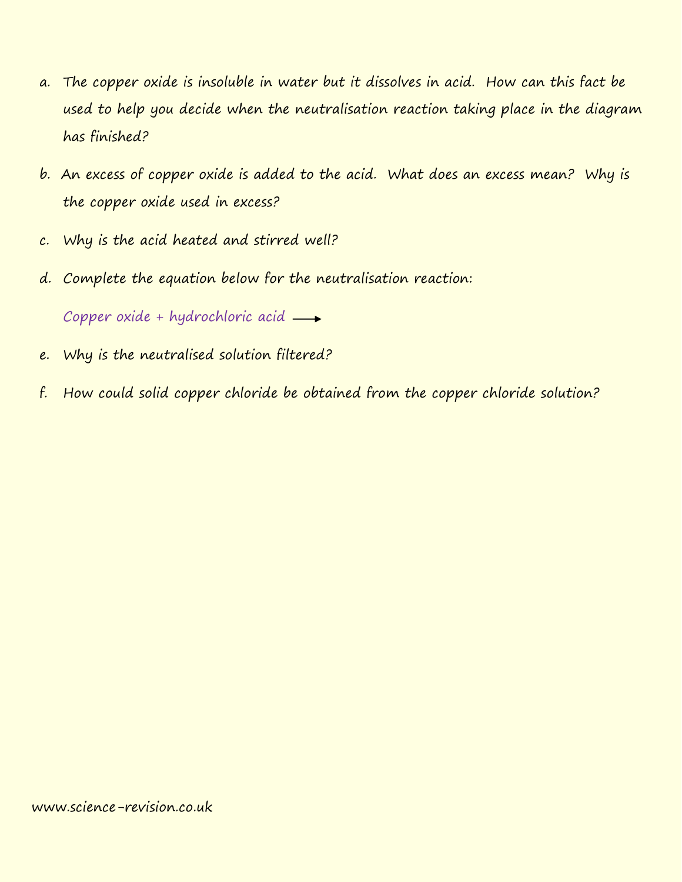a. The copper oxide is insoluble in water but it dissolves in acid. How can this fact be used to help you decide when the neutralisation reaction taking place in the diagram has finished?

b. An excess of copper oxide is added to the acid. What does an excess mean? Why is the copper oxide used in excess?

c. Why is the acid heated and stirred well?

d. Complete the equation below for the neutralisation reaction:

   Copper oxide + hydrochloric acid $\longrightarrow$

e. Why is the neutralised solution filtered?

f. How could solid copper chloride be obtained from the copper chloride solution?

www.science-revision.co.uk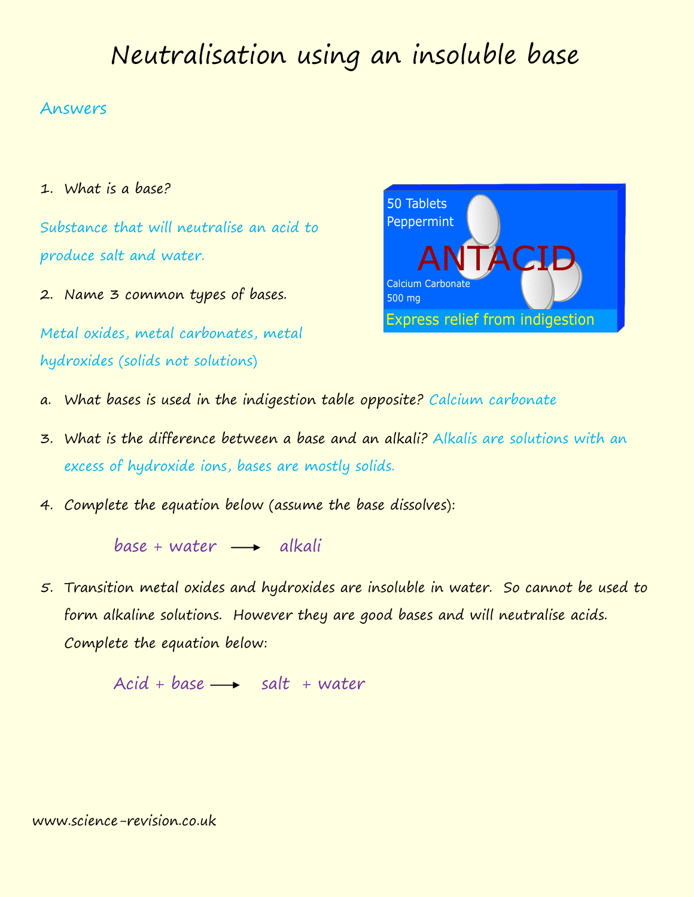# Neutralisation using an insoluble base

## Answers

1. What is a base?

   Substance that will neutralise an acid to produce salt and water.

2. Name 3 common types of bases.

   Metal oxides, metal carbonates, metal hydroxides (solids not solutions)

   a. What bases is used in the indigestion table opposite? Calcium carbonate

50 Tablets
Peppermint
ANTACID
Calcium Carbonate
500 mg
Express relief from indigestion

3. What is the difference between a base and an alkali? Alkalis are solutions with an excess of hydroxide ions, bases are mostly solids.

4. Complete the equation below (assume the base dissolves):

   base + water ⟶ alkali

5. Transition metal oxides and hydroxides are insoluble in water. So cannot be used to form alkaline solutions. However they are good bases and will neutralise acids. Complete the equation below:

   Acid + base ⟶ salt + water

www.science-revision.co.uk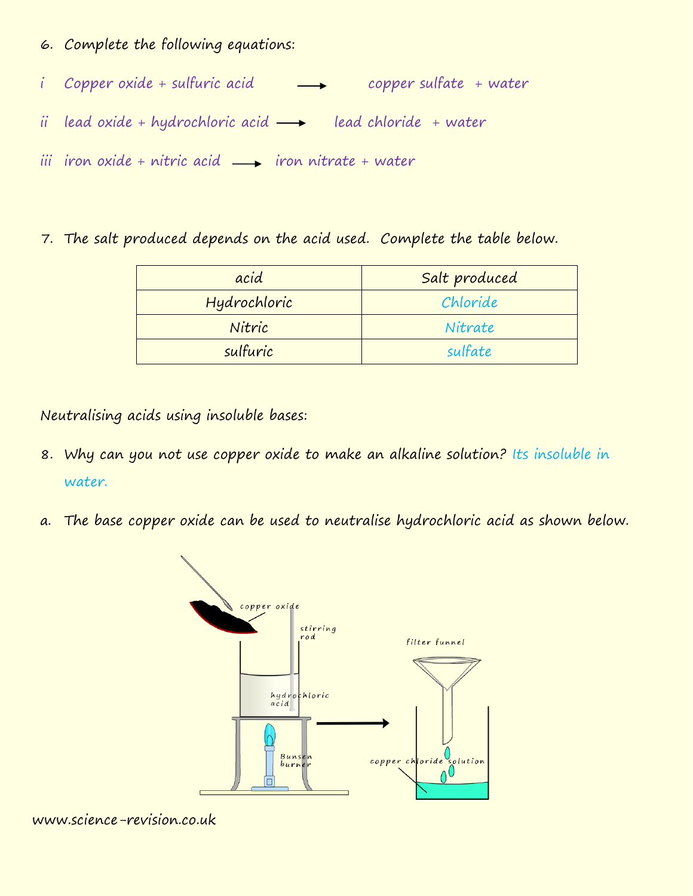6. Complete the following equations:

i Copper oxide + sulfuric acid ⟶ copper sulfate + water

ii lead oxide + hydrochloric acid ⟶ lead chloride + water

iii iron oxide + nitric acid ⟶ iron nitrate + water

7. The salt produced depends on the acid used. Complete the table below.

| acid | Salt produced |
| --- | --- |
| Hydrochloric | Chloride |
| Nitric | Nitrate |
| sulfuric | sulfate |

Neutralising acids using insoluble bases:

8. Why can you not use copper oxide to make an alkaline solution? Its insoluble in water.

a. The base copper oxide can be used to neutralise hydrochloric acid as shown below.

copper oxide

stirring rod

hydrochloric acid

Bunsen burner

filter funnel

copper chloride solution

www.science-revision.co.uk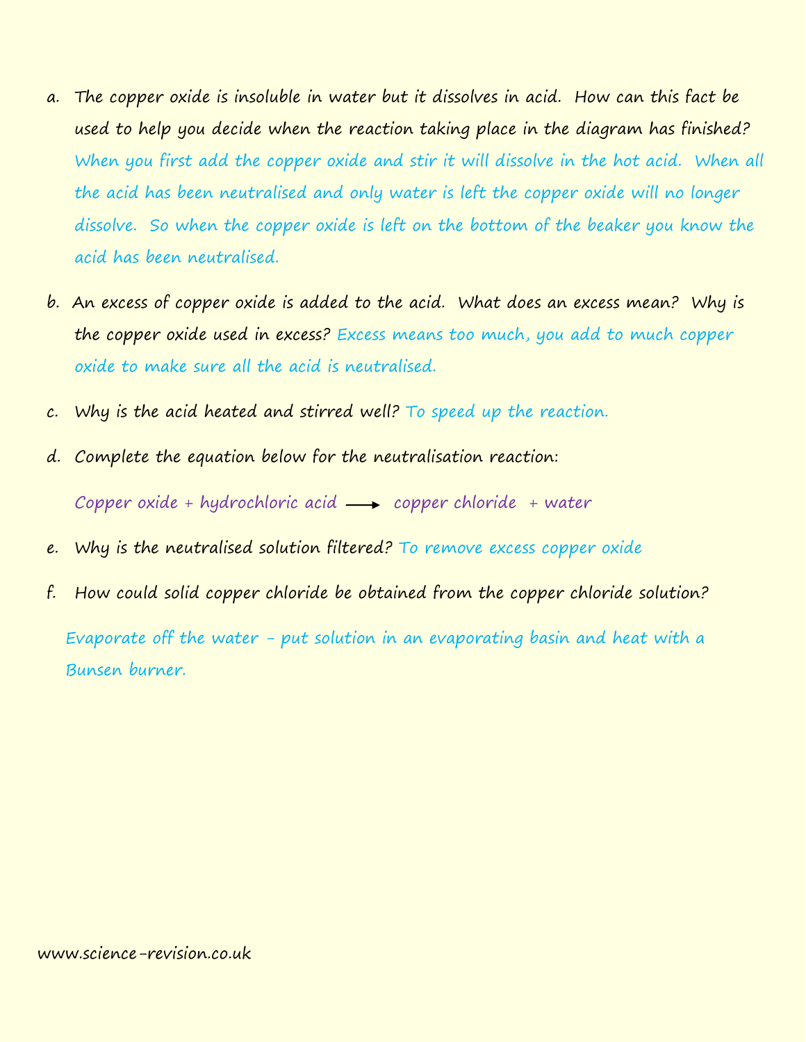a. The copper oxide is insoluble in water but it dissolves in acid. How can this fact be used to help you decide when the reaction taking place in the diagram has finished? When you first add the copper oxide and stir it will dissolve in the hot acid. When all the acid has been neutralised and only water is left the copper oxide will no longer dissolve. So when the copper oxide is left on the bottom of the beaker you know the acid has been neutralised.

b. An excess of copper oxide is added to the acid. What does an excess mean? Why is the copper oxide used in excess? Excess means too much, you add to much copper oxide to make sure all the acid is neutralised.

c. Why is the acid heated and stirred well? To speed up the reaction.

d. Complete the equation below for the neutralisation reaction:

Copper oxide + hydrochloric acid $\longrightarrow$ copper chloride + water

e. Why is the neutralised solution filtered? To remove excess copper oxide

f. How could solid copper chloride be obtained from the copper chloride solution?

Evaporate off the water - put solution in an evaporating basin and heat with a Bunsen burner.

www.science-revision.co.uk